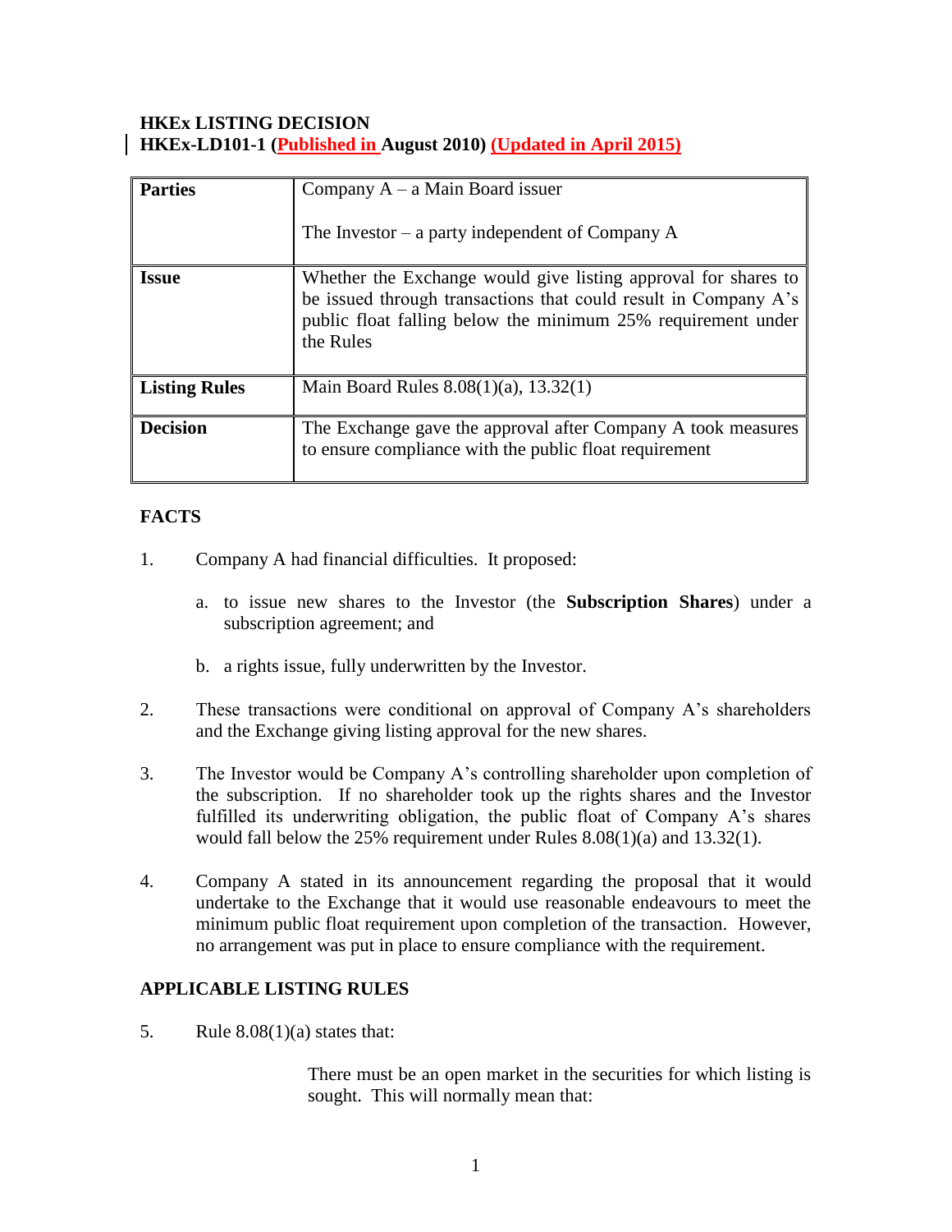**HKEx LISTING DECISION**
**HKEx-LD101-1 (Published in August 2010) (Updated in April 2015)**

| **Parties** | Company A – a Main Board issuer<br><br>The Investor – a party independent of Company A |
|---|---|
| **Issue** | Whether the Exchange would give listing approval for shares to be issued through transactions that could result in Company A's public float falling below the minimum 25% requirement under the Rules |
| **Listing Rules** | Main Board Rules 8.08(1)(a), 13.32(1) |
| **Decision** | The Exchange gave the approval after Company A took measures to ensure compliance with the public float requirement |

## FACTS

1. Company A had financial difficulties. It proposed:

   a. to issue new shares to the Investor (the **Subscription Shares**) under a subscription agreement; and

   b. a rights issue, fully underwritten by the Investor.

2. These transactions were conditional on approval of Company A's shareholders and the Exchange giving listing approval for the new shares.

3. The Investor would be Company A's controlling shareholder upon completion of the subscription. If no shareholder took up the rights shares and the Investor fulfilled its underwriting obligation, the public float of Company A's shares would fall below the 25% requirement under Rules 8.08(1)(a) and 13.32(1).

4. Company A stated in its announcement regarding the proposal that it would undertake to the Exchange that it would use reasonable endeavours to meet the minimum public float requirement upon completion of the transaction. However, no arrangement was put in place to ensure compliance with the requirement.

## APPLICABLE LISTING RULES

5. Rule 8.08(1)(a) states that:

   > There must be an open market in the securities for which listing is sought. This will normally mean that: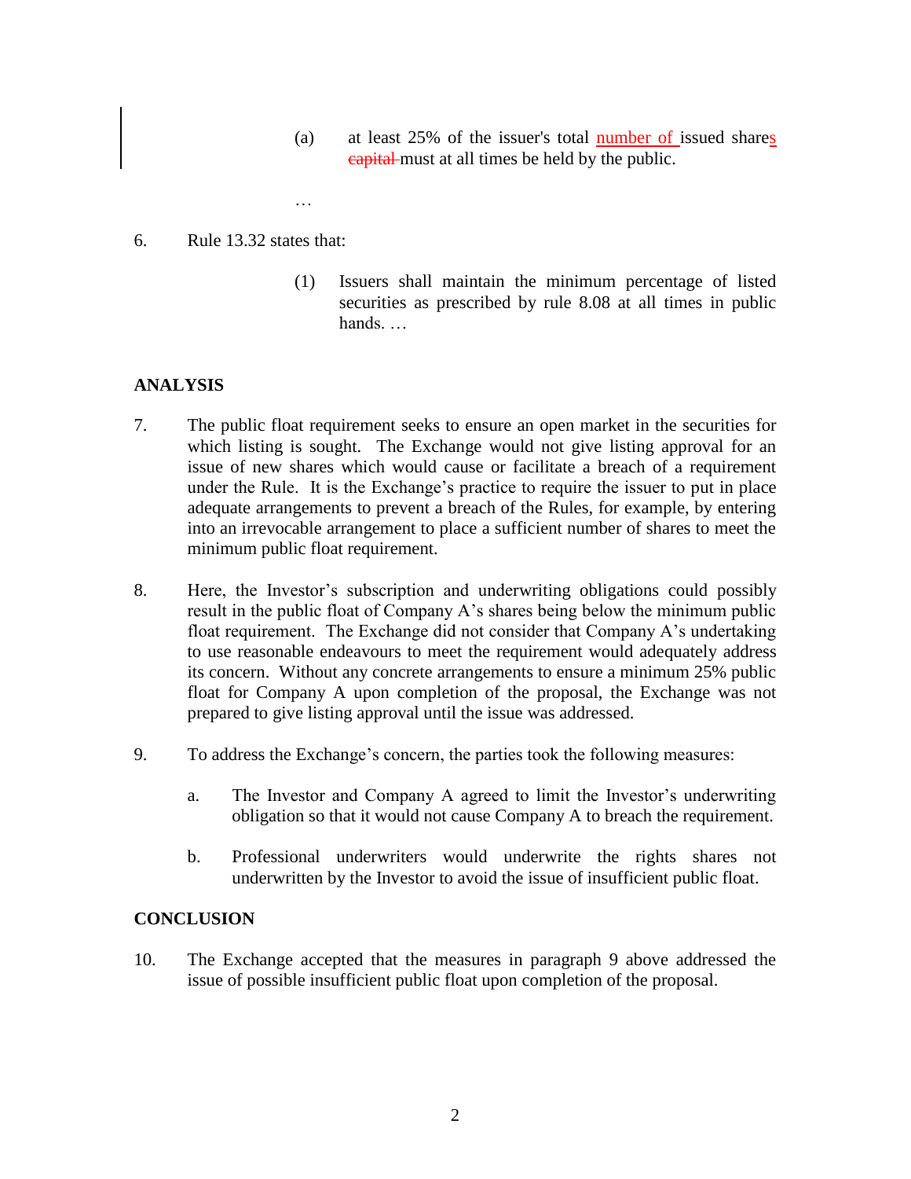(a) at least 25% of the issuer's total number of issued shares ~~capital~~ must at all times be held by the public.

…

6. Rule 13.32 states that:

   (1) Issuers shall maintain the minimum percentage of listed securities as prescribed by rule 8.08 at all times in public hands. …

## ANALYSIS

7. The public float requirement seeks to ensure an open market in the securities for which listing is sought. The Exchange would not give listing approval for an issue of new shares which would cause or facilitate a breach of a requirement under the Rule. It is the Exchange's practice to require the issuer to put in place adequate arrangements to prevent a breach of the Rules, for example, by entering into an irrevocable arrangement to place a sufficient number of shares to meet the minimum public float requirement.

8. Here, the Investor's subscription and underwriting obligations could possibly result in the public float of Company A's shares being below the minimum public float requirement. The Exchange did not consider that Company A's undertaking to use reasonable endeavours to meet the requirement would adequately address its concern. Without any concrete arrangements to ensure a minimum 25% public float for Company A upon completion of the proposal, the Exchange was not prepared to give listing approval until the issue was addressed.

9. To address the Exchange's concern, the parties took the following measures:

   a. The Investor and Company A agreed to limit the Investor's underwriting obligation so that it would not cause Company A to breach the requirement.

   b. Professional underwriters would underwrite the rights shares not underwritten by the Investor to avoid the issue of insufficient public float.

## CONCLUSION

10. The Exchange accepted that the measures in paragraph 9 above addressed the issue of possible insufficient public float upon completion of the proposal.